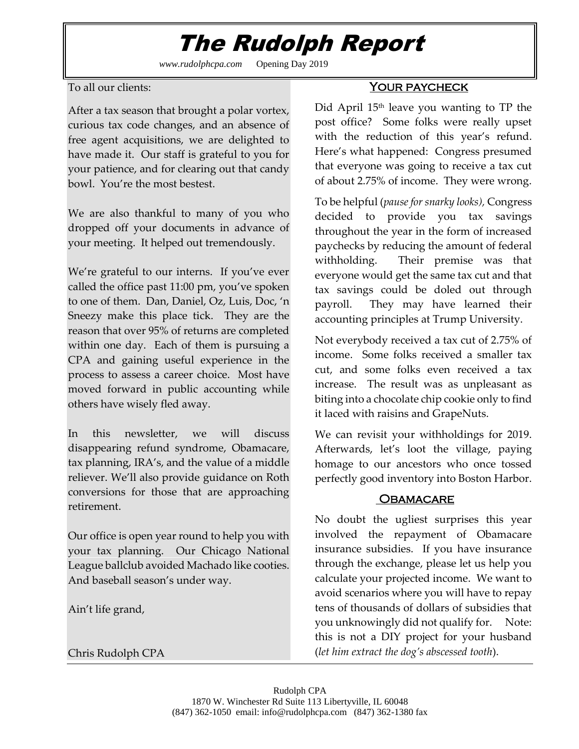# The Rudolph Report

*www.rudolphcpa.com* Opening Day 2019

To all our clients:

After a tax season that brought a polar vortex, curious tax code changes, and an absence of free agent acquisitions, we are delighted to have made it. Our staff is grateful to you for your patience, and for clearing out that candy bowl. You're the most bestest.

We are also thankful to many of you who dropped off your documents in advance of your meeting. It helped out tremendously.

We're grateful to our interns. If you've ever called the office past 11:00 pm, you've spoken to one of them. Dan, Daniel, Oz, Luis, Doc, 'n Sneezy make this place tick. They are the reason that over 95% of returns are completed within one day. Each of them is pursuing a CPA and gaining useful experience in the process to assess a career choice. Most have moved forward in public accounting while others have wisely fled away.

In this newsletter, we will discuss disappearing refund syndrome, Obamacare, tax planning, IRA's, and the value of a middle reliever. We'll also provide guidance on Roth conversions for those that are approaching retirement.

Our office is open year round to help you with your tax planning. Our Chicago National League ballclub avoided Machado like cooties. And baseball season's under way.

Ain't life grand,

Chris Rudolph CPA

## Your paycheck

Did April 15th leave you wanting to TP the post office? Some folks were really upset with the reduction of this year's refund. Here's what happened: Congress presumed that everyone was going to receive a tax cut of about 2.75% of income. They were wrong.

To be helpful (*pause for snarky looks),* Congress decided to provide you tax savings throughout the year in the form of increased paychecks by reducing the amount of federal withholding. Their premise was that everyone would get the same tax cut and that tax savings could be doled out through payroll. They may have learned their accounting principles at Trump University.

Not everybody received a tax cut of 2.75% of income. Some folks received a smaller tax cut, and some folks even received a tax increase. The result was as unpleasant as biting into a chocolate chip cookie only to find it laced with raisins and GrapeNuts.

We can revisit your withholdings for 2019. Afterwards, let's loot the village, paying homage to our ancestors who once tossed perfectly good inventory into Boston Harbor.

## Obamacare

No doubt the ugliest surprises this year involved the repayment of Obamacare insurance subsidies. If you have insurance through the exchange, please let us help you calculate your projected income. We want to avoid scenarios where you will have to repay tens of thousands of dollars of subsidies that you unknowingly did not qualify for. Note: this is not a DIY project for your husband (*let him extract the dog's abscessed tooth*).

Rudolph CPA
1870 W. Winchester Rd Suite 113 Libertyville, IL 60048
(847) 362-1050 email: info@rudolphcpa.com (847) 362-1380 fax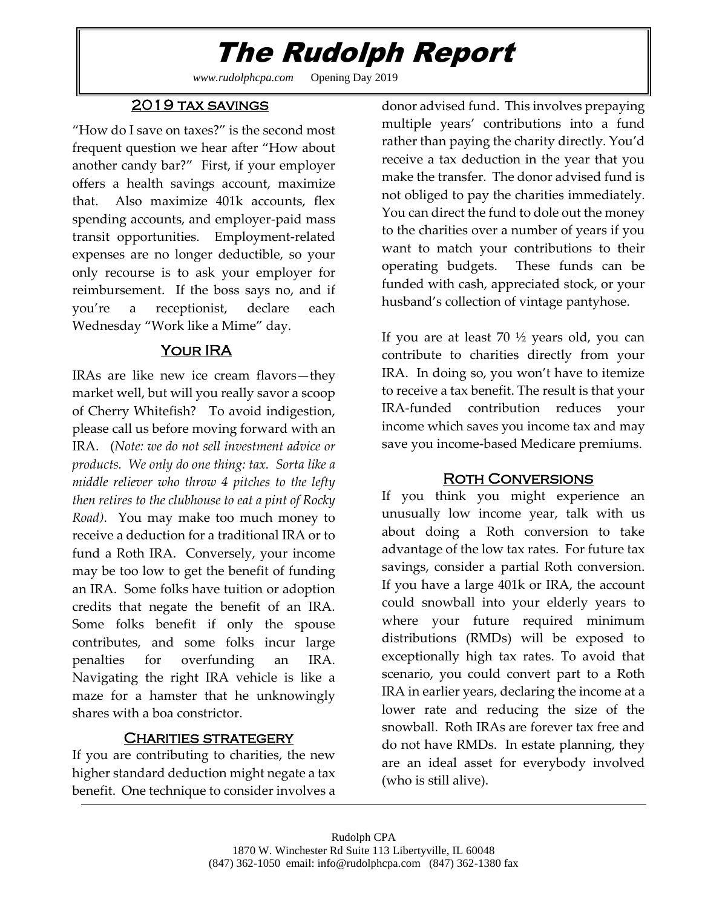# The Rudolph Report

*www.rudolphcpa.com* Opening Day 2019

## 2019 tax savings

"How do I save on taxes?" is the second most frequent question we hear after "How about another candy bar?" First, if your employer offers a health savings account, maximize that. Also maximize 401k accounts, flex spending accounts, and employer-paid mass transit opportunities. Employment-related expenses are no longer deductible, so your only recourse is to ask your employer for reimbursement. If the boss says no, and if you're a receptionist, declare each Wednesday "Work like a Mime" day.

## Your IRA

IRAs are like new ice cream flavors—they market well, but will you really savor a scoop of Cherry Whitefish? To avoid indigestion, please call us before moving forward with an IRA. (*Note: we do not sell investment advice or products. We only do one thing: tax. Sorta like a middle reliever who throw 4 pitches to the lefty then retires to the clubhouse to eat a pint of Rocky Road).* You may make too much money to receive a deduction for a traditional IRA or to fund a Roth IRA. Conversely, your income may be too low to get the benefit of funding an IRA. Some folks have tuition or adoption credits that negate the benefit of an IRA. Some folks benefit if only the spouse contributes, and some folks incur large penalties for overfunding an IRA. Navigating the right IRA vehicle is like a maze for a hamster that he unknowingly shares with a boa constrictor.

## Charities strategery

If you are contributing to charities, the new higher standard deduction might negate a tax benefit. One technique to consider involves a donor advised fund. This involves prepaying multiple years' contributions into a fund rather than paying the charity directly. You'd receive a tax deduction in the year that you make the transfer. The donor advised fund is not obliged to pay the charities immediately. You can direct the fund to dole out the money to the charities over a number of years if you want to match your contributions to their operating budgets. These funds can be funded with cash, appreciated stock, or your husband's collection of vintage pantyhose.

If you are at least 70 ½ years old, you can contribute to charities directly from your IRA. In doing so, you won't have to itemize to receive a tax benefit. The result is that your IRA-funded contribution reduces your income which saves you income tax and may save you income-based Medicare premiums.

## Roth Conversions

If you think you might experience an unusually low income year, talk with us about doing a Roth conversion to take advantage of the low tax rates. For future tax savings, consider a partial Roth conversion. If you have a large 401k or IRA, the account could snowball into your elderly years to where your future required minimum distributions (RMDs) will be exposed to exceptionally high tax rates. To avoid that scenario, you could convert part to a Roth IRA in earlier years, declaring the income at a lower rate and reducing the size of the snowball. Roth IRAs are forever tax free and do not have RMDs. In estate planning, they are an ideal asset for everybody involved (who is still alive).

---

Rudolph CPA
1870 W. Winchester Rd Suite 113 Libertyville, IL 60048
(847) 362-1050 email: info@rudolphcpa.com (847) 362-1380 fax